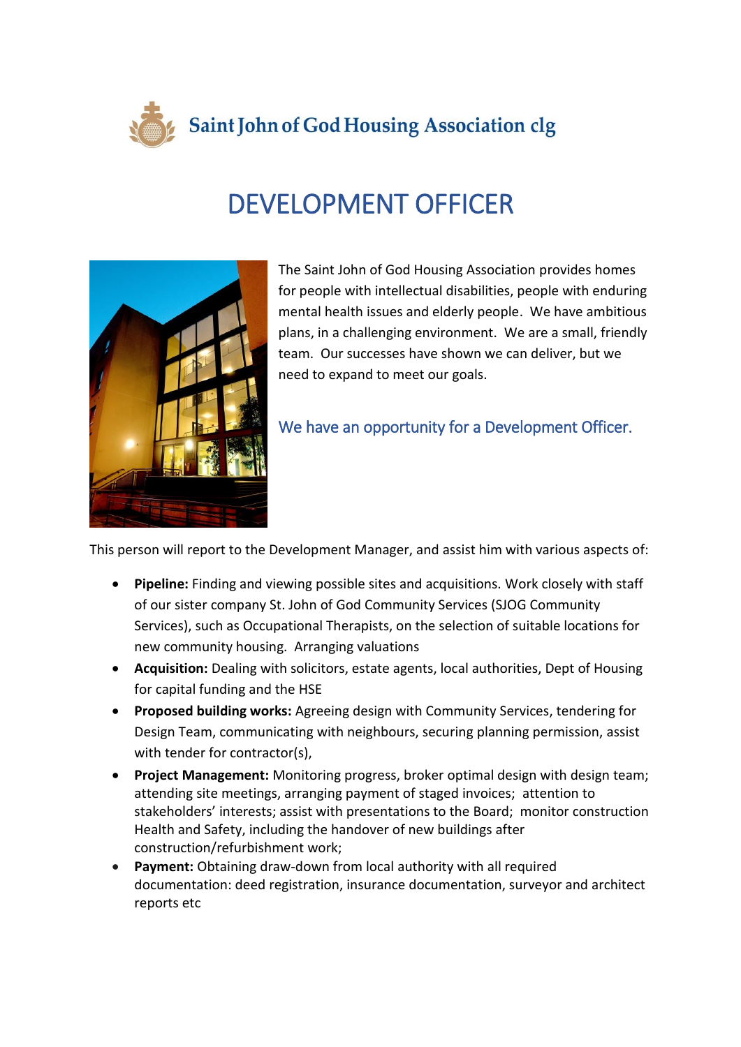Saint John of God Housing Association clg

# DEVELOPMENT OFFICER

The Saint John of God Housing Association provides homes for people with intellectual disabilities, people with enduring mental health issues and elderly people. We have ambitious plans, in a challenging environment. We are a small, friendly team. Our successes have shown we can deliver, but we need to expand to meet our goals.

## We have an opportunity for a Development Officer.

This person will report to the Development Manager, and assist him with various aspects of:

- **Pipeline:** Finding and viewing possible sites and acquisitions. Work closely with staff of our sister company St. John of God Community Services (SJOG Community Services), such as Occupational Therapists, on the selection of suitable locations for new community housing. Arranging valuations
- **Acquisition:** Dealing with solicitors, estate agents, local authorities, Dept of Housing for capital funding and the HSE
- **Proposed building works:** Agreeing design with Community Services, tendering for Design Team, communicating with neighbours, securing planning permission, assist with tender for contractor(s),
- **Project Management:** Monitoring progress, broker optimal design with design team; attending site meetings, arranging payment of staged invoices; attention to stakeholders' interests; assist with presentations to the Board; monitor construction Health and Safety, including the handover of new buildings after construction/refurbishment work;
- **Payment:** Obtaining draw-down from local authority with all required documentation: deed registration, insurance documentation, surveyor and architect reports etc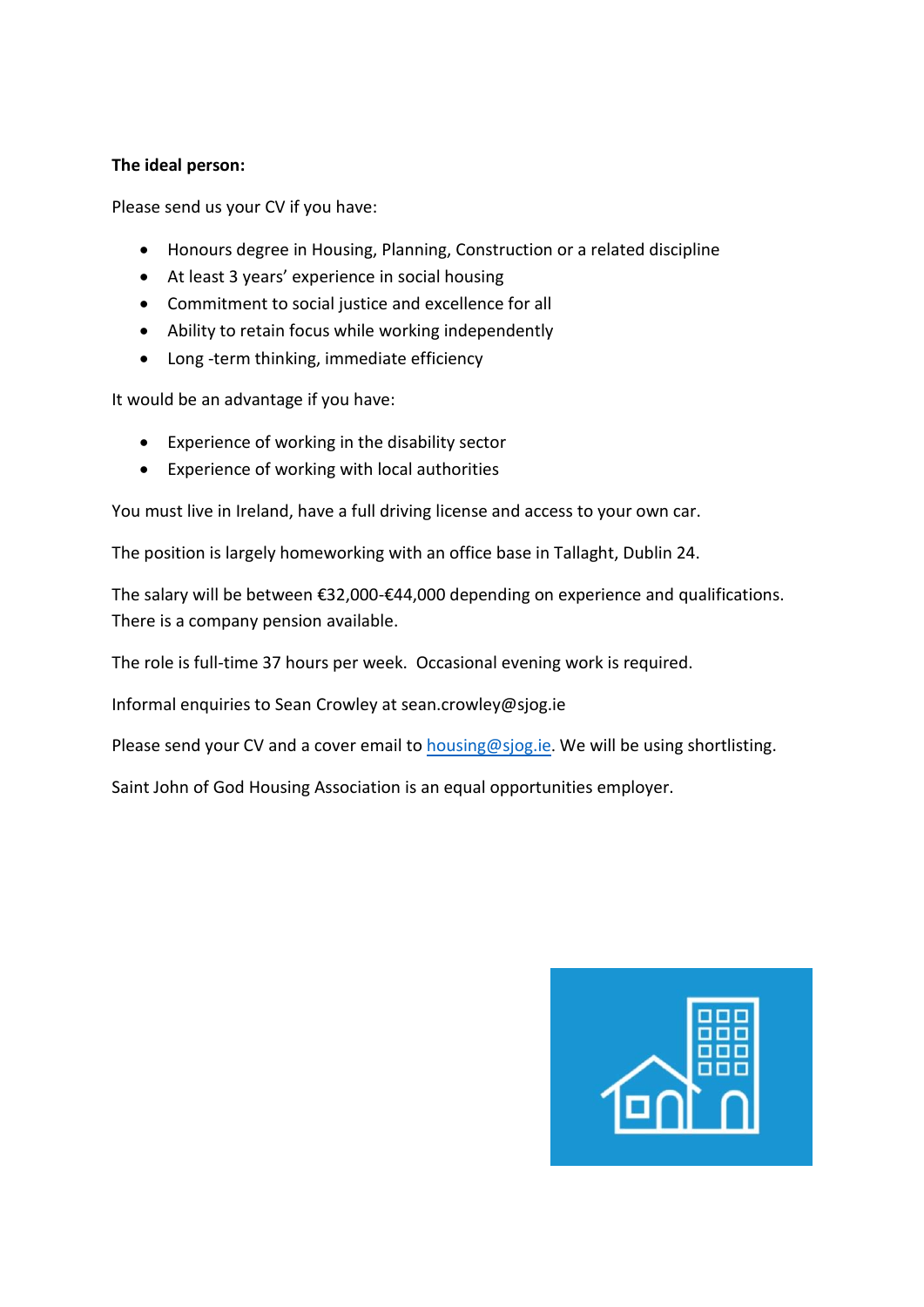**The ideal person:**

Please send us your CV if you have:

- Honours degree in Housing, Planning, Construction or a related discipline
- At least 3 years' experience in social housing
- Commitment to social justice and excellence for all
- Ability to retain focus while working independently
- Long -term thinking, immediate efficiency

It would be an advantage if you have:

- Experience of working in the disability sector
- Experience of working with local authorities

You must live in Ireland, have a full driving license and access to your own car.

The position is largely homeworking with an office base in Tallaght, Dublin 24.

The salary will be between €32,000-€44,000 depending on experience and qualifications. There is a company pension available.

The role is full-time 37 hours per week. Occasional evening work is required.

Informal enquiries to Sean Crowley at sean.crowley@sjog.ie

Please send your CV and a cover email to housing@sjog.ie. We will be using shortlisting.

Saint John of God Housing Association is an equal opportunities employer.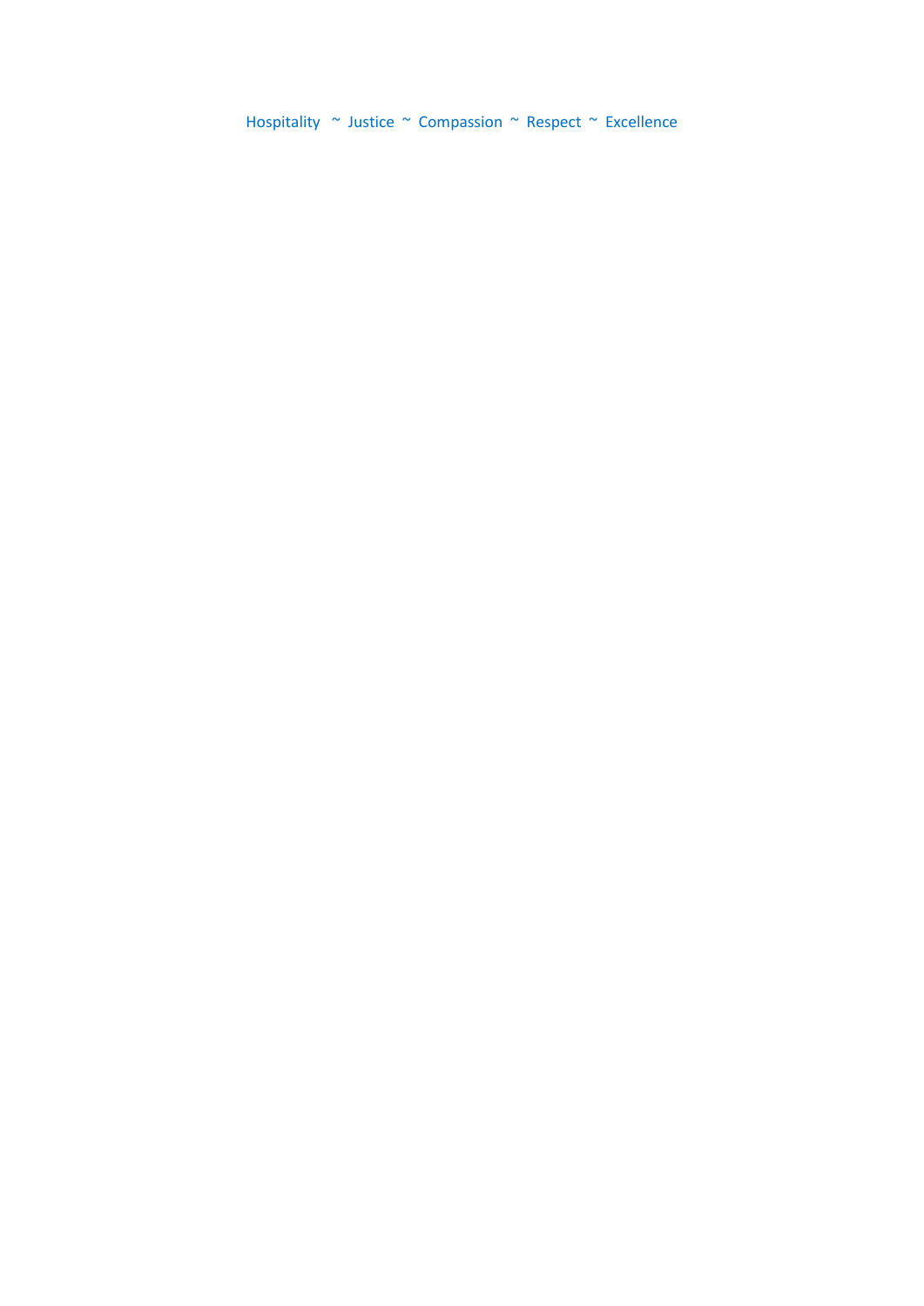Hospitality ~ Justice ~ Compassion ~ Respect ~ Excellence